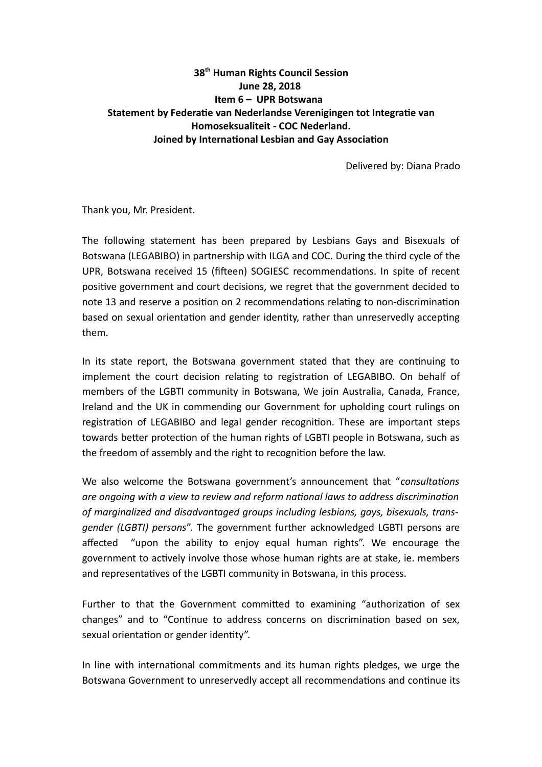**38th Human Rights Council Session**
**June 28, 2018**
**Item 6 – UPR Botswana**
**Statement by Federatie van Nederlandse Verenigingen tot Integratie van Homoseksualiteit - COC Nederland.**
**Joined by International Lesbian and Gay Association**

Delivered by: Diana Prado

Thank you, Mr. President.

The following statement has been prepared by Lesbians Gays and Bisexuals of Botswana (LEGABIBO) in partnership with ILGA and COC. During the third cycle of the UPR, Botswana received 15 (fifteen) SOGIESC recommendations. In spite of recent positive government and court decisions, we regret that the government decided to note 13 and reserve a position on 2 recommendations relating to non-discrimination based on sexual orientation and gender identity, rather than unreservedly accepting them.

In its state report, the Botswana government stated that they are continuing to implement the court decision relating to registration of LEGABIBO. On behalf of members of the LGBTI community in Botswana, We join Australia, Canada, France, Ireland and the UK in commending our Government for upholding court rulings on registration of LEGABIBO and legal gender recognition. These are important steps towards better protection of the human rights of LGBTI people in Botswana, such as the freedom of assembly and the right to recognition before the law.

We also welcome the Botswana government's announcement that "*consultations are ongoing with a view to review and reform national laws to address discrimination of marginalized and disadvantaged groups including lesbians, gays, bisexuals, transgender (LGBTI) persons*". The government further acknowledged LGBTI persons are affected "upon the ability to enjoy equal human rights". We encourage the government to actively involve those whose human rights are at stake, ie. members and representatives of the LGBTI community in Botswana, in this process.

Further to that the Government committed to examining "authorization of sex changes" and to "Continue to address concerns on discrimination based on sex, sexual orientation or gender identity".

In line with international commitments and its human rights pledges, we urge the Botswana Government to unreservedly accept all recommendations and continue its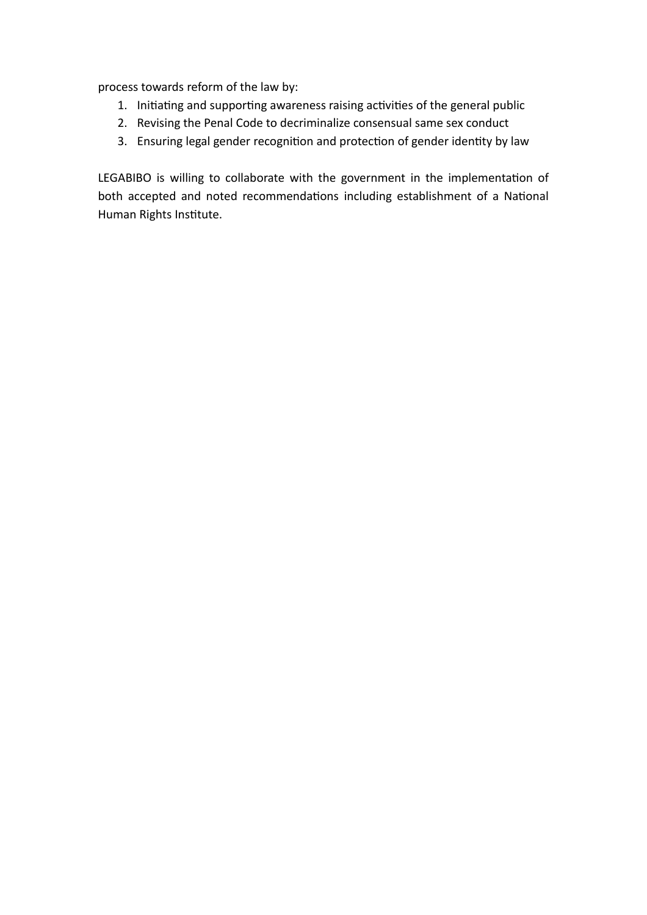process towards reform of the law by:

1. Initiating and supporting awareness raising activities of the general public
2. Revising the Penal Code to decriminalize consensual same sex conduct
3. Ensuring legal gender recognition and protection of gender identity by law

LEGABIBO is willing to collaborate with the government in the implementation of both accepted and noted recommendations including establishment of a National Human Rights Institute.